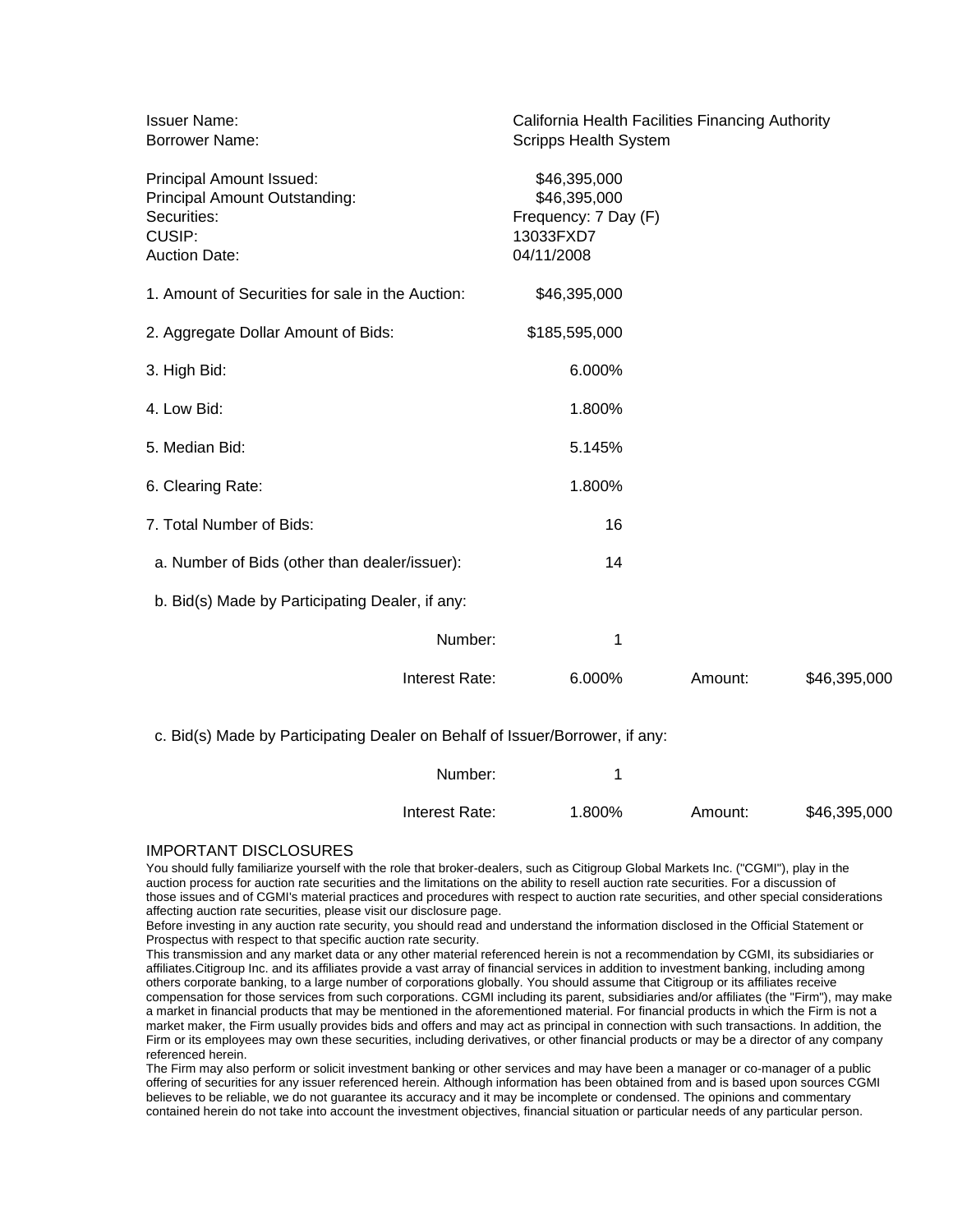Issuer Name: California Health Facilities Financing Authority
Borrower Name: Scripps Health System

Principal Amount Issued: $46,395,000
Principal Amount Outstanding: $46,395,000
Securities: Frequency: 7 Day (F)
CUSIP: 13033FXD7
Auction Date: 04/11/2008

1. Amount of Securities for sale in the Auction: $46,395,000

2. Aggregate Dollar Amount of Bids: $185,595,000

3. High Bid: 6.000%

4. Low Bid: 1.800%

5. Median Bid: 5.145%

6. Clearing Rate: 1.800%

7. Total Number of Bids: 16

a. Number of Bids (other than dealer/issuer): 14

b. Bid(s) Made by Participating Dealer, if any:

Number: 1

Interest Rate: 6.000% Amount: $46,395,000

c. Bid(s) Made by Participating Dealer on Behalf of Issuer/Borrower, if any:

Number: 1

Interest Rate: 1.800% Amount: $46,395,000

IMPORTANT DISCLOSURES

You should fully familiarize yourself with the role that broker-dealers, such as Citigroup Global Markets Inc. ("CGMI"), play in the auction process for auction rate securities and the limitations on the ability to resell auction rate securities. For a discussion of those issues and of CGMI's material practices and procedures with respect to auction rate securities, and other special considerations affecting auction rate securities, please visit our disclosure page.

Before investing in any auction rate security, you should read and understand the information disclosed in the Official Statement or Prospectus with respect to that specific auction rate security.

This transmission and any market data or any other material referenced herein is not a recommendation by CGMI, its subsidiaries or affiliates.Citigroup Inc. and its affiliates provide a vast array of financial services in addition to investment banking, including among others corporate banking, to a large number of corporations globally. You should assume that Citigroup or its affiliates receive compensation for those services from such corporations. CGMI including its parent, subsidiaries and/or affiliates (the "Firm"), may make a market in financial products that may be mentioned in the aforementioned material. For financial products in which the Firm is not a market maker, the Firm usually provides bids and offers and may act as principal in connection with such transactions. In addition, the Firm or its employees may own these securities, including derivatives, or other financial products or may be a director of any company referenced herein.

The Firm may also perform or solicit investment banking or other services and may have been a manager or co-manager of a public offering of securities for any issuer referenced herein. Although information has been obtained from and is based upon sources CGMI believes to be reliable, we do not guarantee its accuracy and it may be incomplete or condensed. The opinions and commentary contained herein do not take into account the investment objectives, financial situation or particular needs of any particular person.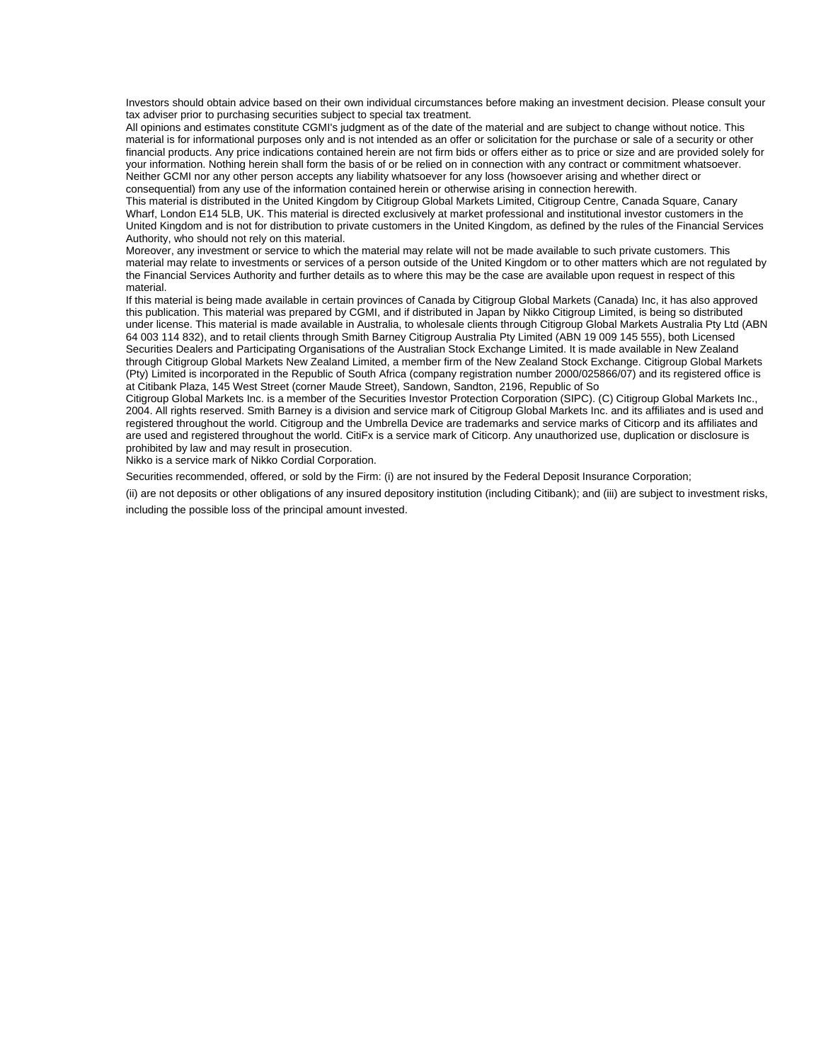Investors should obtain advice based on their own individual circumstances before making an investment decision. Please consult your tax adviser prior to purchasing securities subject to special tax treatment.
All opinions and estimates constitute CGMI's judgment as of the date of the material and are subject to change without notice. This material is for informational purposes only and is not intended as an offer or solicitation for the purchase or sale of a security or other financial products. Any price indications contained herein are not firm bids or offers either as to price or size and are provided solely for your information. Nothing herein shall form the basis of or be relied on in connection with any contract or commitment whatsoever. Neither GCMI nor any other person accepts any liability whatsoever for any loss (howsoever arising and whether direct or consequential) from any use of the information contained herein or otherwise arising in connection herewith.
This material is distributed in the United Kingdom by Citigroup Global Markets Limited, Citigroup Centre, Canada Square, Canary Wharf, London E14 5LB, UK. This material is directed exclusively at market professional and institutional investor customers in the United Kingdom and is not for distribution to private customers in the United Kingdom, as defined by the rules of the Financial Services Authority, who should not rely on this material.
Moreover, any investment or service to which the material may relate will not be made available to such private customers. This material may relate to investments or services of a person outside of the United Kingdom or to other matters which are not regulated by the Financial Services Authority and further details as to where this may be the case are available upon request in respect of this material.
If this material is being made available in certain provinces of Canada by Citigroup Global Markets (Canada) Inc, it has also approved this publication. This material was prepared by CGMI, and if distributed in Japan by Nikko Citigroup Limited, is being so distributed under license. This material is made available in Australia, to wholesale clients through Citigroup Global Markets Australia Pty Ltd (ABN 64 003 114 832), and to retail clients through Smith Barney Citigroup Australia Pty Limited (ABN 19 009 145 555), both Licensed Securities Dealers and Participating Organisations of the Australian Stock Exchange Limited. It is made available in New Zealand through Citigroup Global Markets New Zealand Limited, a member firm of the New Zealand Stock Exchange. Citigroup Global Markets (Pty) Limited is incorporated in the Republic of South Africa (company registration number 2000/025866/07) and its registered office is at Citibank Plaza, 145 West Street (corner Maude Street), Sandown, Sandton, 2196, Republic of So
Citigroup Global Markets Inc. is a member of the Securities Investor Protection Corporation (SIPC). (C) Citigroup Global Markets Inc., 2004. All rights reserved. Smith Barney is a division and service mark of Citigroup Global Markets Inc. and its affiliates and is used and registered throughout the world. Citigroup and the Umbrella Device are trademarks and service marks of Citicorp and its affiliates and are used and registered throughout the world. CitiFx is a service mark of Citicorp. Any unauthorized use, duplication or disclosure is prohibited by law and may result in prosecution.
Nikko is a service mark of Nikko Cordial Corporation.

Securities recommended, offered, or sold by the Firm: (i) are not insured by the Federal Deposit Insurance Corporation;

(ii) are not deposits or other obligations of any insured depository institution (including Citibank); and (iii) are subject to investment risks, including the possible loss of the principal amount invested.